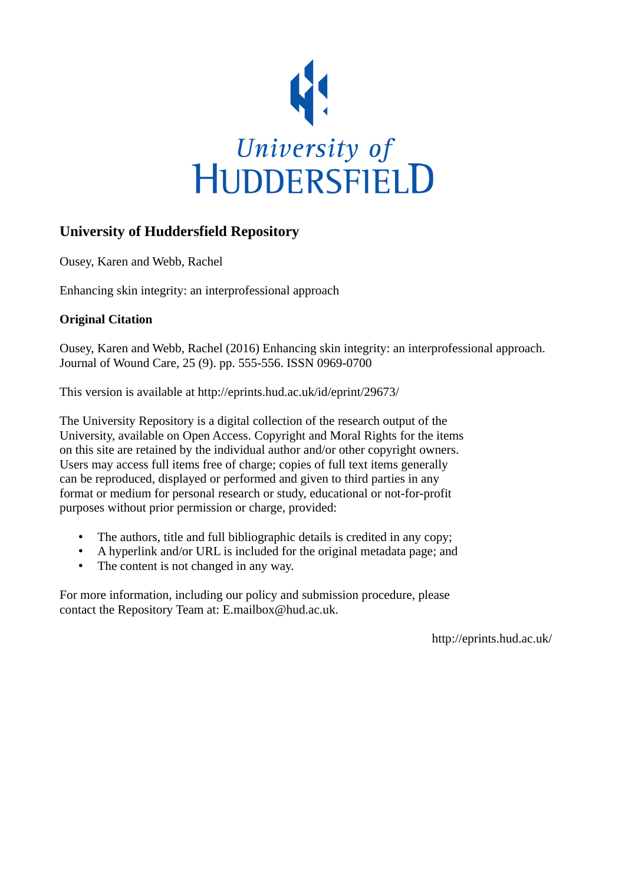University of
HUDDERSFIELD

## University of Huddersfield Repository

Ousey, Karen and Webb, Rachel

Enhancing skin integrity: an interprofessional approach

### Original Citation

Ousey, Karen and Webb, Rachel (2016) Enhancing skin integrity: an interprofessional approach. Journal of Wound Care, 25 (9). pp. 555-556. ISSN 0969-0700

This version is available at http://eprints.hud.ac.uk/id/eprint/29673/

The University Repository is a digital collection of the research output of the University, available on Open Access. Copyright and Moral Rights for the items on this site are retained by the individual author and/or other copyright owners. Users may access full items free of charge; copies of full text items generally can be reproduced, displayed or performed and given to third parties in any format or medium for personal research or study, educational or not-for-profit purposes without prior permission or charge, provided:

- The authors, title and full bibliographic details is credited in any copy;
- A hyperlink and/or URL is included for the original metadata page; and
- The content is not changed in any way.

For more information, including our policy and submission procedure, please contact the Repository Team at: E.mailbox@hud.ac.uk.

http://eprints.hud.ac.uk/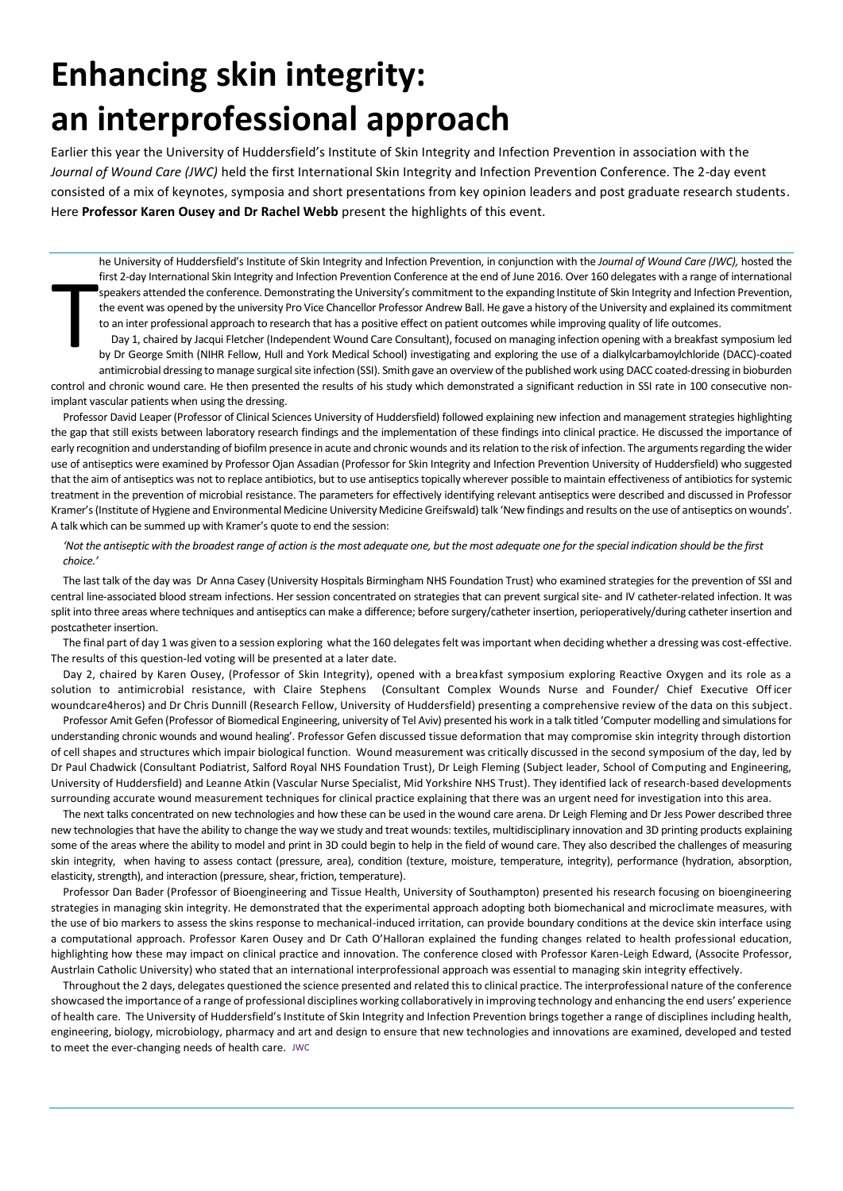# Enhancing skin integrity: an interprofessional approach

Earlier this year the University of Huddersfield's Institute of Skin Integrity and Infection Prevention in association with the *Journal of Wound Care (JWC)* held the first International Skin Integrity and Infection Prevention Conference. The 2-day event consisted of a mix of keynotes, symposia and short presentations from key opinion leaders and post graduate research students. Here **Professor Karen Ousey and Dr Rachel Webb** present the highlights of this event.

The University of Huddersfield's Institute of Skin Integrity and Infection Prevention, in conjunction with the *Journal of Wound Care (JWC),* hosted the first 2-day International Skin Integrity and Infection Prevention Conference at the end of June 2016. Over 160 delegates with a range of international speakers attended the conference. Demonstrating the University's commitment to the expanding Institute of Skin Integrity and Infection Prevention, the event was opened by the university Pro Vice Chancellor Professor Andrew Ball. He gave a history of the University and explained its commitment to an inter professional approach to research that has a positive effect on patient outcomes while improving quality of life outcomes.

Day 1, chaired by Jacqui Fletcher (Independent Wound Care Consultant), focused on managing infection opening with a breakfast symposium led by Dr George Smith (NIHR Fellow, Hull and York Medical School) investigating and exploring the use of a dialkylcarbamoylchloride (DACC)-coated antimicrobial dressing to manage surgical site infection (SSI). Smith gave an overview of the published work using DACC coated-dressing in bioburden control and chronic wound care. He then presented the results of his study which demonstrated a significant reduction in SSI rate in 100 consecutive non-implant vascular patients when using the dressing.

Professor David Leaper (Professor of Clinical Sciences University of Huddersfield) followed explaining new infection and management strategies highlighting the gap that still exists between laboratory research findings and the implementation of these findings into clinical practice. He discussed the importance of early recognition and understanding of biofilm presence in acute and chronic wounds and its relation to the risk of infection. The arguments regarding the wider use of antiseptics were examined by Professor Ojan Assadian (Professor for Skin Integrity and Infection Prevention University of Huddersfield) who suggested that the aim of antiseptics was not to replace antibiotics, but to use antiseptics topically wherever possible to maintain effectiveness of antibiotics for systemic treatment in the prevention of microbial resistance. The parameters for effectively identifying relevant antiseptics were described and discussed in Professor Kramer's (Institute of Hygiene and Environmental Medicine University Medicine Greifswald) talk 'New findings and results on the use of antiseptics on wounds'. A talk which can be summed up with Kramer's quote to end the session:

*'Not the antiseptic with the broadest range of action is the most adequate one, but the most adequate one for the special indication should be the first choice.'*

The last talk of the day was Dr Anna Casey (University Hospitals Birmingham NHS Foundation Trust) who examined strategies for the prevention of SSI and central line-associated blood stream infections. Her session concentrated on strategies that can prevent surgical site- and IV catheter-related infection. It was split into three areas where techniques and antiseptics can make a difference; before surgery/catheter insertion, perioperatively/during catheter insertion and postcatheter insertion.

The final part of day 1 was given to a session exploring what the 160 delegates felt was important when deciding whether a dressing was cost-effective. The results of this question-led voting will be presented at a later date.

Day 2, chaired by Karen Ousey, (Professor of Skin Integrity), opened with a breakfast symposium exploring Reactive Oxygen and its role as a solution to antimicrobial resistance, with Claire Stephens (Consultant Complex Wounds Nurse and Founder/ Chief Executive Officer woundcare4heros) and Dr Chris Dunnill (Research Fellow, University of Huddersfield) presenting a comprehensive review of the data on this subject.

Professor Amit Gefen (Professor of Biomedical Engineering, university of Tel Aviv) presented his work in a talk titled 'Computer modelling and simulations for understanding chronic wounds and wound healing'. Professor Gefen discussed tissue deformation that may compromise skin integrity through distortion of cell shapes and structures which impair biological function. Wound measurement was critically discussed in the second symposium of the day, led by Dr Paul Chadwick (Consultant Podiatrist, Salford Royal NHS Foundation Trust), Dr Leigh Fleming (Subject leader, School of Computing and Engineering, University of Huddersfield) and Leanne Atkin (Vascular Nurse Specialist, Mid Yorkshire NHS Trust). They identified lack of research-based developments surrounding accurate wound measurement techniques for clinical practice explaining that there was an urgent need for investigation into this area.

The next talks concentrated on new technologies and how these can be used in the wound care arena. Dr Leigh Fleming and Dr Jess Power described three new technologies that have the ability to change the way we study and treat wounds: textiles, multidisciplinary innovation and 3D printing products explaining some of the areas where the ability to model and print in 3D could begin to help in the field of wound care. They also described the challenges of measuring skin integrity, when having to assess contact (pressure, area), condition (texture, moisture, temperature, integrity), performance (hydration, absorption, elasticity, strength), and interaction (pressure, shear, friction, temperature).

Professor Dan Bader (Professor of Bioengineering and Tissue Health, University of Southampton) presented his research focusing on bioengineering strategies in managing skin integrity. He demonstrated that the experimental approach adopting both biomechanical and microclimate measures, with the use of bio markers to assess the skins response to mechanical-induced irritation, can provide boundary conditions at the device skin interface using a computational approach. Professor Karen Ousey and Dr Cath O'Halloran explained the funding changes related to health professional education, highlighting how these may impact on clinical practice and innovation. The conference closed with Professor Karen-Leigh Edward, (Associte Professor, Austrlain Catholic University) who stated that an international interprofessional approach was essential to managing skin integrity effectively.

Throughout the 2 days, delegates questioned the science presented and related this to clinical practice. The interprofessional nature of the conference showcased the importance of a range of professional disciplines working collaboratively in improving technology and enhancing the end users' experience of health care. The University of Huddersfield's Institute of Skin Integrity and Infection Prevention brings together a range of disciplines including health, engineering, biology, microbiology, pharmacy and art and design to ensure that new technologies and innovations are examined, developed and tested to meet the ever-changing needs of health care. JWC